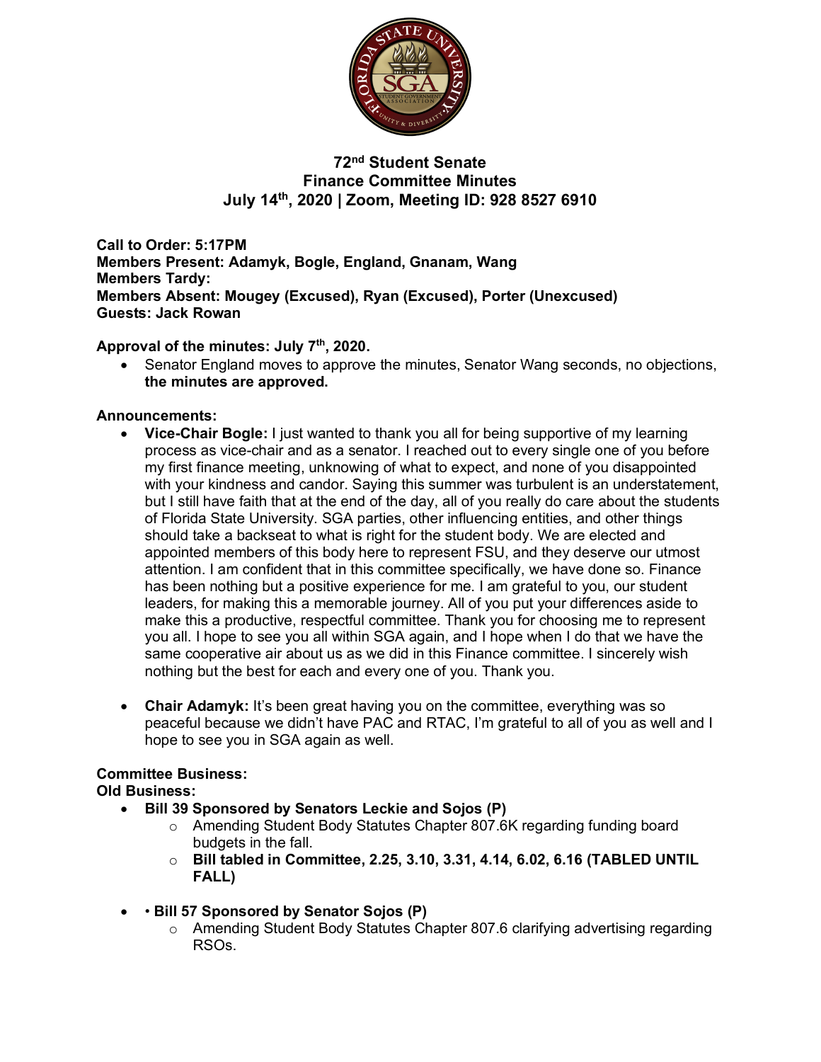# 72nd Student Senate
# Finance Committee Minutes
## July 14th, 2020 | Zoom, Meeting ID: 928 8527 6910

**Call to Order: 5:17PM**
**Members Present: Adamyk, Bogle, England, Gnanam, Wang**
**Members Tardy:**
**Members Absent: Mougey (Excused), Ryan (Excused), Porter (Unexcused)**
**Guests: Jack Rowan**

**Approval of the minutes: July 7th, 2020.**

- Senator England moves to approve the minutes, Senator Wang seconds, no objections, **the minutes are approved.**

**Announcements:**

- **Vice-Chair Bogle:** I just wanted to thank you all for being supportive of my learning process as vice-chair and as a senator. I reached out to every single one of you before my first finance meeting, unknowing of what to expect, and none of you disappointed with your kindness and candor. Saying this summer was turbulent is an understatement, but I still have faith that at the end of the day, all of you really do care about the students of Florida State University. SGA parties, other influencing entities, and other things should take a backseat to what is right for the student body. We are elected and appointed members of this body here to represent FSU, and they deserve our utmost attention. I am confident that in this committee specifically, we have done so. Finance has been nothing but a positive experience for me. I am grateful to you, our student leaders, for making this a memorable journey. All of you put your differences aside to make this a productive, respectful committee. Thank you for choosing me to represent you all. I hope to see you all within SGA again, and I hope when I do that we have the same cooperative air about us as we did in this Finance committee. I sincerely wish nothing but the best for each and every one of you. Thank you.

- **Chair Adamyk:** It's been great having you on the committee, everything was so peaceful because we didn't have PAC and RTAC, I'm grateful to all of you as well and I hope to see you in SGA again as well.

**Committee Business:**
**Old Business:**

- **Bill 39 Sponsored by Senators Leckie and Sojos (P)**
  - Amending Student Body Statutes Chapter 807.6K regarding funding board budgets in the fall.
  - **Bill tabled in Committee, 2.25, 3.10, 3.31, 4.14, 6.02, 6.16 (TABLED UNTIL FALL)**

- • **Bill 57 Sponsored by Senator Sojos (P)**
  - Amending Student Body Statutes Chapter 807.6 clarifying advertising regarding RSOs.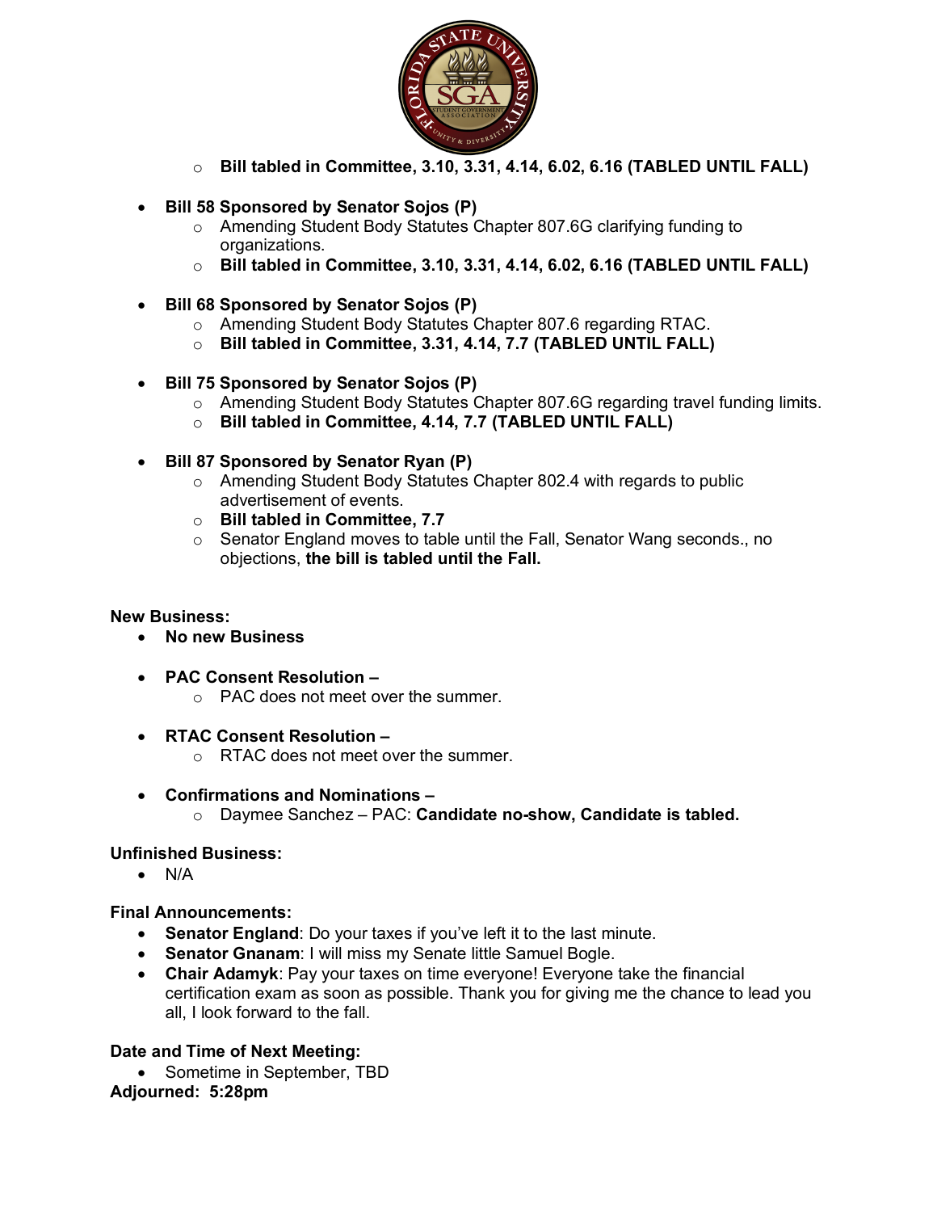- **Bill tabled in Committee, 3.10, 3.31, 4.14, 6.02, 6.16 (TABLED UNTIL FALL)**

- **Bill 58 Sponsored by Senator Sojos (P)**
  - Amending Student Body Statutes Chapter 807.6G clarifying funding to organizations.
  - **Bill tabled in Committee, 3.10, 3.31, 4.14, 6.02, 6.16 (TABLED UNTIL FALL)**

- **Bill 68 Sponsored by Senator Sojos (P)**
  - Amending Student Body Statutes Chapter 807.6 regarding RTAC.
  - **Bill tabled in Committee, 3.31, 4.14, 7.7 (TABLED UNTIL FALL)**

- **Bill 75 Sponsored by Senator Sojos (P)**
  - Amending Student Body Statutes Chapter 807.6G regarding travel funding limits.
  - **Bill tabled in Committee, 4.14, 7.7 (TABLED UNTIL FALL)**

- **Bill 87 Sponsored by Senator Ryan (P)**
  - Amending Student Body Statutes Chapter 802.4 with regards to public advertisement of events.
  - **Bill tabled in Committee, 7.7**
  - Senator England moves to table until the Fall, Senator Wang seconds., no objections, **the bill is tabled until the Fall.**

**New Business:**

- **No new Business**

- **PAC Consent Resolution –**
  - PAC does not meet over the summer.

- **RTAC Consent Resolution –**
  - RTAC does not meet over the summer.

- **Confirmations and Nominations –**
  - Daymee Sanchez – PAC: **Candidate no-show, Candidate is tabled.**

**Unfinished Business:**

- N/A

**Final Announcements:**

- **Senator England**: Do your taxes if you've left it to the last minute.
- **Senator Gnanam**: I will miss my Senate little Samuel Bogle.
- **Chair Adamyk**: Pay your taxes on time everyone! Everyone take the financial certification exam as soon as possible. Thank you for giving me the chance to lead you all, I look forward to the fall.

**Date and Time of Next Meeting:**

- Sometime in September, TBD

**Adjourned: 5:28pm**